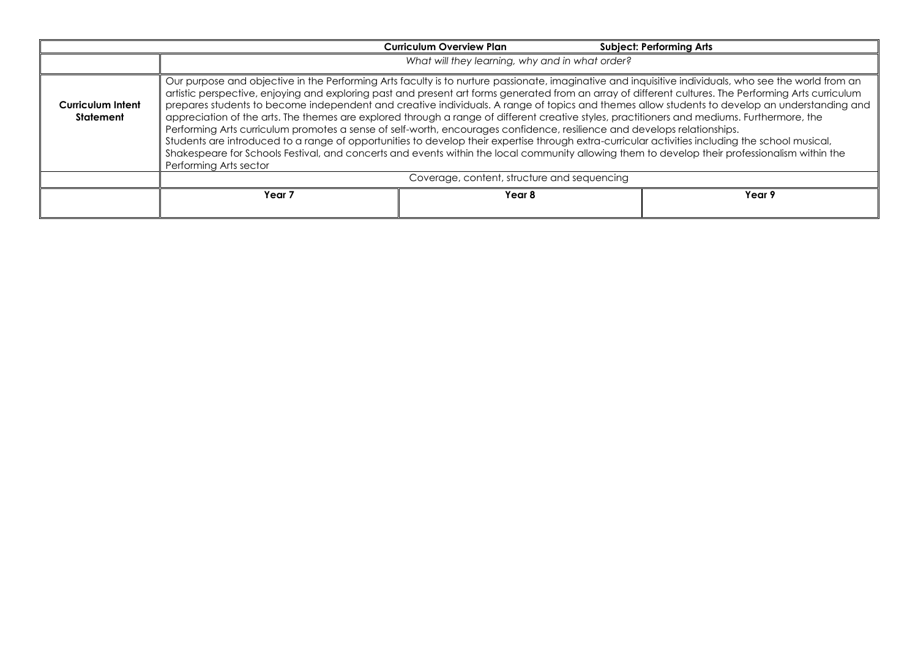| | | Curriculum Overview Plan | Subject: Performing Arts |
|---|---|---|---|
| | *What will they learning, why and in what order?* | | |
| **Curriculum Intent Statement** | Our purpose and objective in the Performing Arts faculty is to nurture passionate, imaginative and inquisitive individuals, who see the world from an artistic perspective, enjoying and exploring past and present art forms generated from an array of different cultures. The Performing Arts curriculum prepares students to become independent and creative individuals. A range of topics and themes allow students to develop an understanding and appreciation of the arts. The themes are explored through a range of different creative styles, practitioners and mediums. Furthermore, the Performing Arts curriculum promotes a sense of self-worth, encourages confidence, resilience and develops relationships.<br>Students are introduced to a range of opportunities to develop their expertise through extra-curricular activities including the school musical, Shakespeare for Schools Festival, and concerts and events within the local community allowing them to develop their professionalism within the Performing Arts sector | | |
| | Coverage, content, structure and sequencing | | |
| | **Year 7** | **Year 8** | **Year 9** |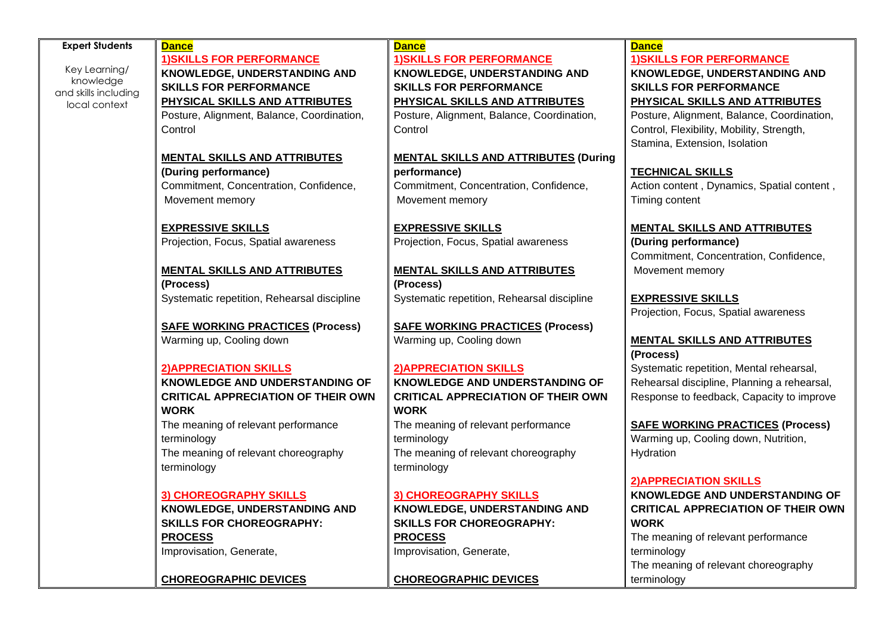| Expert Students<br><br>Key Learning/ knowledge and skills including local context | **Dance**<br>**1)SKILLS FOR PERFORMANCE**<br>**KNOWLEDGE, UNDERSTANDING AND SKILLS FOR PERFORMANCE**<br>**PHYSICAL SKILLS AND ATTRIBUTES**<br>Posture, Alignment, Balance, Coordination, Control<br><br>**MENTAL SKILLS AND ATTRIBUTES (During performance)**<br>Commitment, Concentration, Confidence, Movement memory<br><br>**EXPRESSIVE SKILLS**<br>Projection, Focus, Spatial awareness<br><br>**MENTAL SKILLS AND ATTRIBUTES (Process)**<br>Systematic repetition, Rehearsal discipline<br><br>**SAFE WORKING PRACTICES (Process)**<br>Warming up, Cooling down<br><br>**2)APPRECIATION SKILLS**<br>**KNOWLEDGE AND UNDERSTANDING OF CRITICAL APPRECIATION OF THEIR OWN WORK**<br>The meaning of relevant performance terminology<br>The meaning of relevant choreography terminology<br><br>**3) CHOREOGRAPHY SKILLS**<br>**KNOWLEDGE, UNDERSTANDING AND SKILLS FOR CHOREOGRAPHY:**<br>**PROCESS**<br>Improvisation, Generate,<br><br>**CHOREOGRAPHIC DEVICES** | **Dance**<br>**1)SKILLS FOR PERFORMANCE**<br>**KNOWLEDGE, UNDERSTANDING AND SKILLS FOR PERFORMANCE**<br>**PHYSICAL SKILLS AND ATTRIBUTES**<br>Posture, Alignment, Balance, Coordination, Control<br><br>**MENTAL SKILLS AND ATTRIBUTES (During performance)**<br>Commitment, Concentration, Confidence, Movement memory<br><br>**EXPRESSIVE SKILLS**<br>Projection, Focus, Spatial awareness<br><br>**MENTAL SKILLS AND ATTRIBUTES (Process)**<br>Systematic repetition, Rehearsal discipline<br><br>**SAFE WORKING PRACTICES (Process)**<br>Warming up, Cooling down<br><br>**2)APPRECIATION SKILLS**<br>**KNOWLEDGE AND UNDERSTANDING OF CRITICAL APPRECIATION OF THEIR OWN WORK**<br>The meaning of relevant performance terminology<br>The meaning of relevant choreography terminology<br><br>**3) CHOREOGRAPHY SKILLS**<br>**KNOWLEDGE, UNDERSTANDING AND SKILLS FOR CHOREOGRAPHY:**<br>**PROCESS**<br>Improvisation, Generate,<br><br>**CHOREOGRAPHIC DEVICES** | **Dance**<br>**1)SKILLS FOR PERFORMANCE**<br>**KNOWLEDGE, UNDERSTANDING AND SKILLS FOR PERFORMANCE**<br>**PHYSICAL SKILLS AND ATTRIBUTES**<br>Posture, Alignment, Balance, Coordination, Control, Flexibility, Mobility, Strength, Stamina, Extension, Isolation<br><br>**TECHNICAL SKILLS**<br>Action content , Dynamics, Spatial content , Timing content<br><br>**MENTAL SKILLS AND ATTRIBUTES (During performance)**<br>Commitment, Concentration, Confidence, Movement memory<br><br>**EXPRESSIVE SKILLS**<br>Projection, Focus, Spatial awareness<br><br>**MENTAL SKILLS AND ATTRIBUTES (Process)**<br>Systematic repetition, Mental rehearsal, Rehearsal discipline, Planning a rehearsal, Response to feedback, Capacity to improve<br><br>**SAFE WORKING PRACTICES (Process)**<br>Warming up, Cooling down, Nutrition, Hydration<br><br>**2)APPRECIATION SKILLS**<br>**KNOWLEDGE AND UNDERSTANDING OF CRITICAL APPRECIATION OF THEIR OWN WORK**<br>The meaning of relevant performance terminology<br>The meaning of relevant choreography terminology |
|---|---|---|---|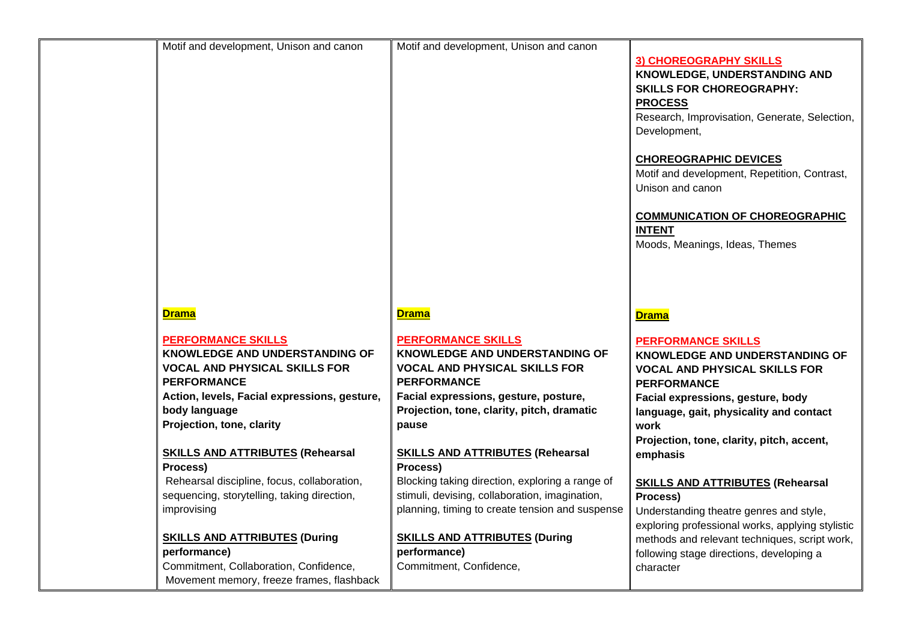| | | | |
|---|---|---|---|
| | Motif and development, Unison and canon | Motif and development, Unison and canon | **3) CHOREOGRAPHY SKILLS**<br>**KNOWLEDGE, UNDERSTANDING AND SKILLS FOR CHOREOGRAPHY: PROCESS**<br>Research, Improvisation, Generate, Selection, Development,<br><br>**CHOREOGRAPHIC DEVICES**<br>Motif and development, Repetition, Contrast, Unison and canon<br><br>**COMMUNICATION OF CHOREOGRAPHIC INTENT**<br>Moods, Meanings, Ideas, Themes |
| | **Drama**<br><br>**PERFORMANCE SKILLS**<br>**KNOWLEDGE AND UNDERSTANDING OF VOCAL AND PHYSICAL SKILLS FOR PERFORMANCE**<br>**Action, levels, Facial expressions, gesture, body language**<br>**Projection, tone, clarity**<br><br>**SKILLS AND ATTRIBUTES (Rehearsal Process)**<br>Rehearsal discipline, focus, collaboration, sequencing, storytelling, taking direction, improvising<br><br>**SKILLS AND ATTRIBUTES (During performance)**<br>Commitment, Collaboration, Confidence, Movement memory, freeze frames, flashback | **Drama**<br><br>**PERFORMANCE SKILLS**<br>**KNOWLEDGE AND UNDERSTANDING OF VOCAL AND PHYSICAL SKILLS FOR PERFORMANCE**<br>**Facial expressions, gesture, posture, Projection, tone, clarity, pitch, dramatic pause**<br><br>**SKILLS AND ATTRIBUTES (Rehearsal Process)**<br>Blocking taking direction, exploring a range of stimuli, devising, collaboration, imagination, planning, timing to create tension and suspense<br><br>**SKILLS AND ATTRIBUTES (During performance)**<br>Commitment, Confidence, | **Drama**<br><br>**PERFORMANCE SKILLS**<br>**KNOWLEDGE AND UNDERSTANDING OF VOCAL AND PHYSICAL SKILLS FOR PERFORMANCE**<br>**Facial expressions, gesture, body language, gait, physicality and contact work**<br>**Projection, tone, clarity, pitch, accent, emphasis**<br><br>**SKILLS AND ATTRIBUTES (Rehearsal Process)**<br>Understanding theatre genres and style, exploring professional works, applying stylistic methods and relevant techniques, script work, following stage directions, developing a character |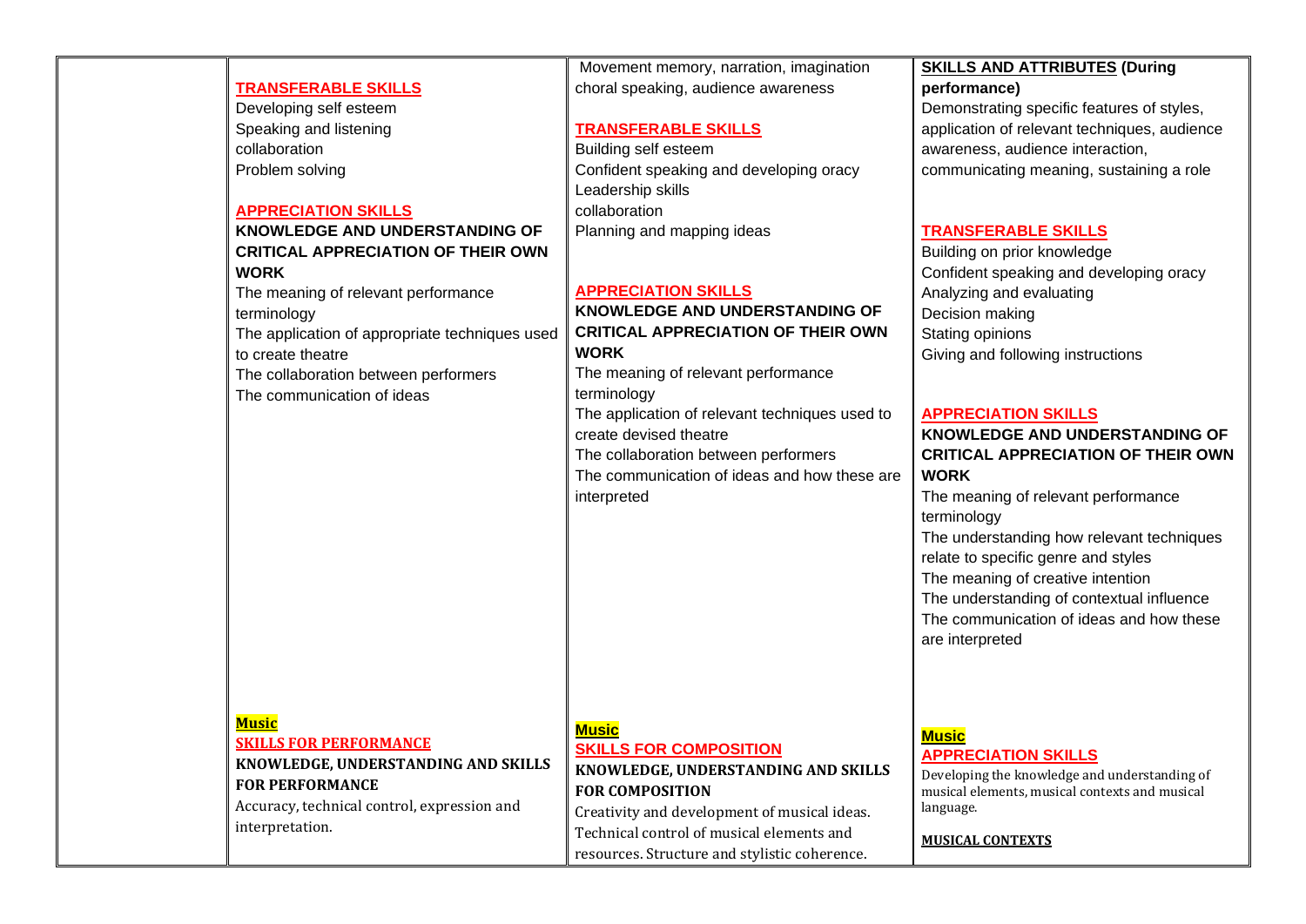| | | | |
|---|---|---|---|
| | **TRANSFERABLE SKILLS**<br>Developing self esteem<br>Speaking and listening<br>collaboration<br>Problem solving<br><br>**APPRECIATION SKILLS**<br>**KNOWLEDGE AND UNDERSTANDING OF CRITICAL APPRECIATION OF THEIR OWN WORK**<br>The meaning of relevant performance terminology<br>The application of appropriate techniques used to create theatre<br>The collaboration between performers<br>The communication of ideas | Movement memory, narration, imagination choral speaking, audience awareness<br><br>**TRANSFERABLE SKILLS**<br>Building self esteem<br>Confident speaking and developing oracy<br>Leadership skills<br>collaboration<br>Planning and mapping ideas<br><br>**APPRECIATION SKILLS**<br>**KNOWLEDGE AND UNDERSTANDING OF CRITICAL APPRECIATION OF THEIR OWN WORK**<br>The meaning of relevant performance terminology<br>The application of relevant techniques used to create devised theatre<br>The collaboration between performers<br>The communication of ideas and how these are interpreted | **SKILLS AND ATTRIBUTES (During performance)**<br>Demonstrating specific features of styles, application of relevant techniques, audience awareness, audience interaction, communicating meaning, sustaining a role<br><br>**TRANSFERABLE SKILLS**<br>Building on prior knowledge<br>Confident speaking and developing oracy<br>Analyzing and evaluating<br>Decision making<br>Stating opinions<br>Giving and following instructions<br><br>**APPRECIATION SKILLS**<br>**KNOWLEDGE AND UNDERSTANDING OF CRITICAL APPRECIATION OF THEIR OWN WORK**<br>The meaning of relevant performance terminology<br>The understanding how relevant techniques relate to specific genre and styles<br>The meaning of creative intention<br>The understanding of contextual influence<br>The communication of ideas and how these are interpreted |
| | **Music**<br>**SKILLS FOR PERFORMANCE**<br>**KNOWLEDGE, UNDERSTANDING AND SKILLS FOR PERFORMANCE**<br>Accuracy, technical control, expression and interpretation. | **Music**<br>**SKILLS FOR COMPOSITION**<br>**KNOWLEDGE, UNDERSTANDING AND SKILLS FOR COMPOSITION**<br>Creativity and development of musical ideas.<br>Technical control of musical elements and resources. Structure and stylistic coherence. | **Music**<br>**APPRECIATION SKILLS**<br>Developing the knowledge and understanding of musical elements, musical contexts and musical language.<br><br>**MUSICAL CONTEXTS** |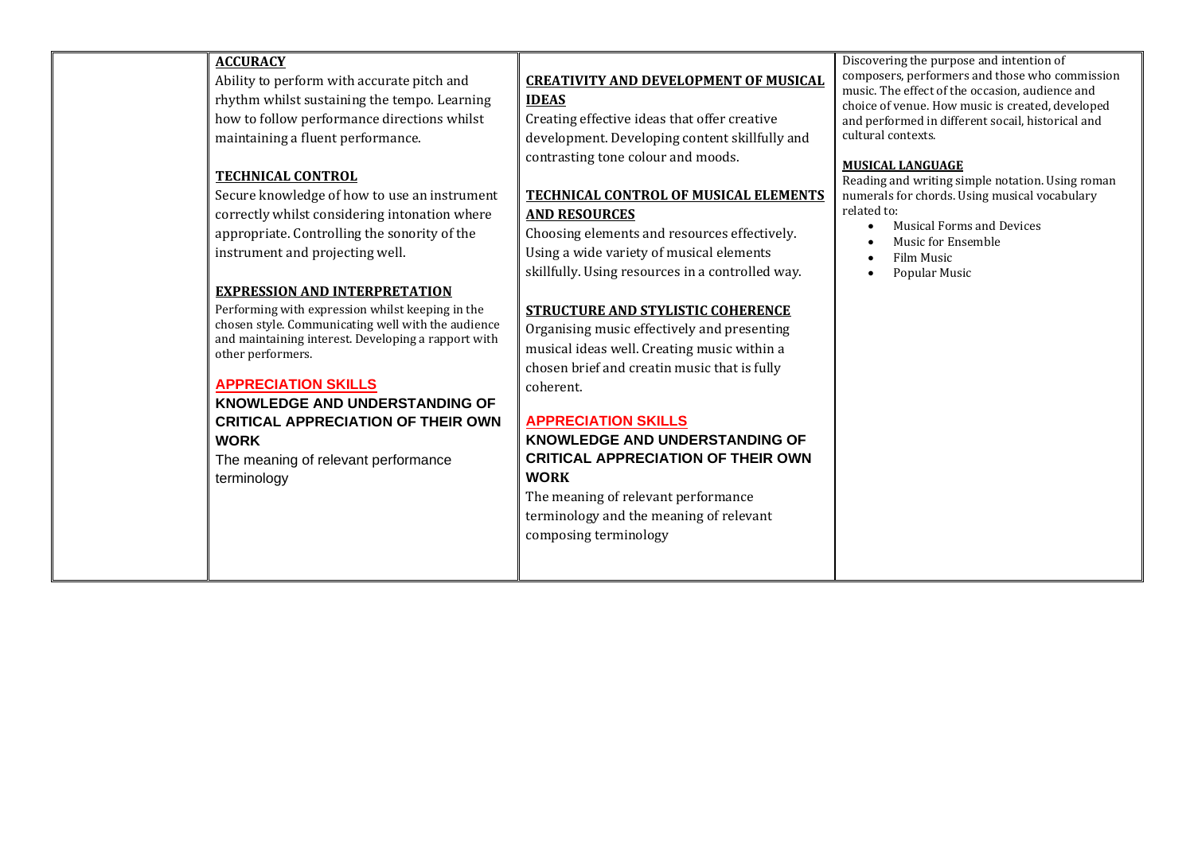| | | | |
|---|---|---|---|
| | **ACCURACY**<br>Ability to perform with accurate pitch and rhythm whilst sustaining the tempo. Learning how to follow performance directions whilst maintaining a fluent performance.<br><br>**TECHNICAL CONTROL**<br>Secure knowledge of how to use an instrument correctly whilst considering intonation where appropriate. Controlling the sonority of the instrument and projecting well.<br><br>**EXPRESSION AND INTERPRETATION**<br>Performing with expression whilst keeping in the chosen style. Communicating well with the audience and maintaining interest. Developing a rapport with other performers.<br><br>**APPRECIATION SKILLS**<br>**KNOWLEDGE AND UNDERSTANDING OF CRITICAL APPRECIATION OF THEIR OWN WORK**<br>The meaning of relevant performance terminology | **CREATIVITY AND DEVELOPMENT OF MUSICAL IDEAS**<br>Creating effective ideas that offer creative development. Developing content skillfully and contrasting tone colour and moods.<br><br>**TECHNICAL CONTROL OF MUSICAL ELEMENTS AND RESOURCES**<br>Choosing elements and resources effectively. Using a wide variety of musical elements skillfully. Using resources in a controlled way.<br><br>**STRUCTURE AND STYLISTIC COHERENCE**<br>Organising music effectively and presenting musical ideas well. Creating music within a chosen brief and creatin music that is fully coherent.<br><br>**APPRECIATION SKILLS**<br>**KNOWLEDGE AND UNDERSTANDING OF CRITICAL APPRECIATION OF THEIR OWN WORK**<br>The meaning of relevant performance terminology and the meaning of relevant composing terminology | Discovering the purpose and intention of composers, performers and those who commission music. The effect of the occasion, audience and choice of venue. How music is created, developed and performed in different socail, historical and cultural contexts.<br><br>**MUSICAL LANGUAGE**<br>Reading and writing simple notation. Using roman numerals for chords. Using musical vocabulary related to:<br>• Musical Forms and Devices<br>• Music for Ensemble<br>• Film Music<br>• Popular Music |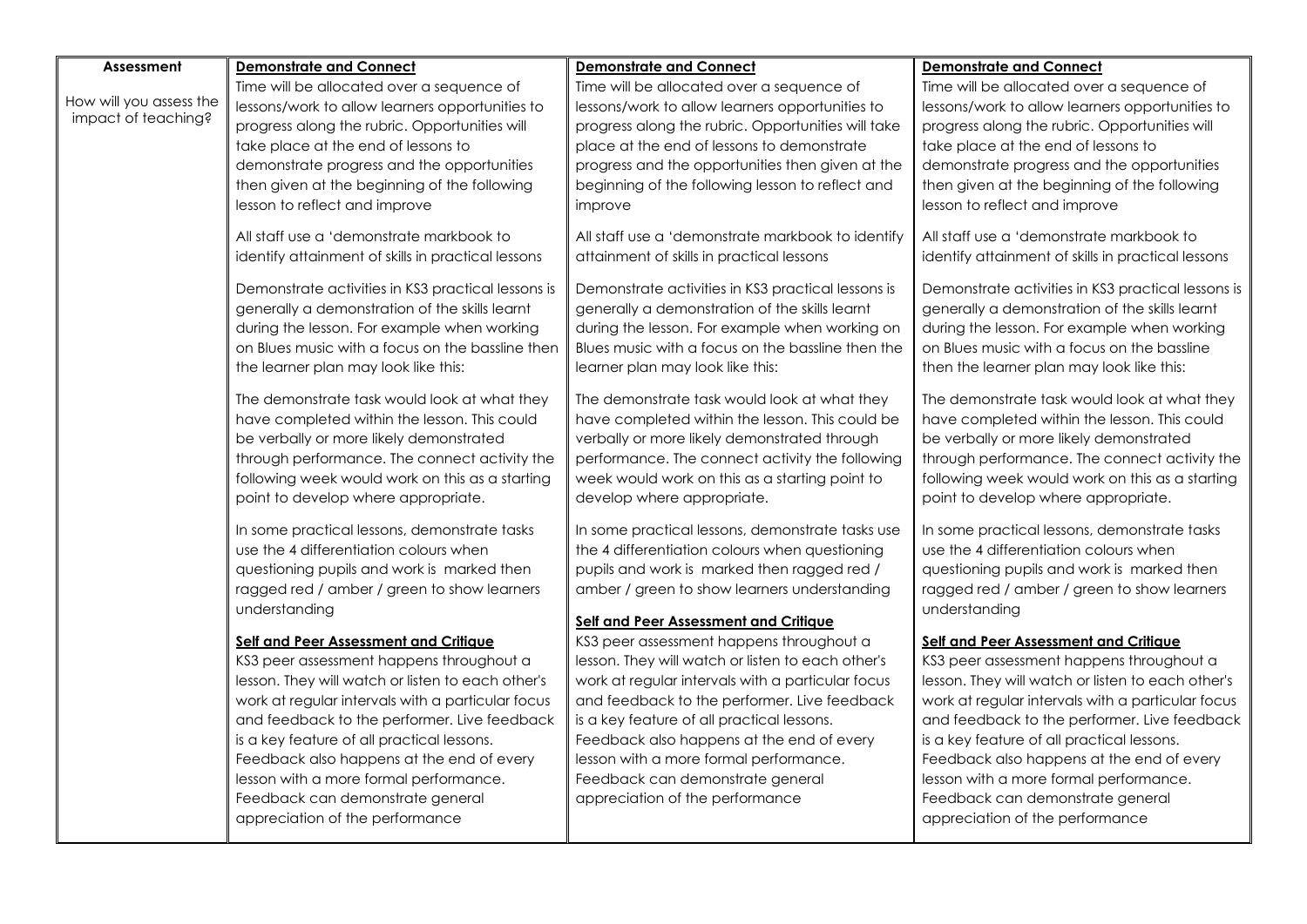| **Assessment**<br><br>How will you assess the impact of teaching? | **Demonstrate and Connect**<br>Time will be allocated over a sequence of lessons/work to allow learners opportunities to progress along the rubric. Opportunities will take place at the end of lessons to demonstrate progress and the opportunities then given at the beginning of the following lesson to reflect and improve<br><br>All staff use a 'demonstrate markbook to identify attainment of skills in practical lessons<br><br>Demonstrate activities in KS3 practical lessons is generally a demonstration of the skills learnt during the lesson. For example when working on Blues music with a focus on the bassline then the learner plan may look like this:<br><br>The demonstrate task would look at what they have completed within the lesson. This could be verbally or more likely demonstrated through performance. The connect activity the following week would work on this as a starting point to develop where appropriate.<br><br>In some practical lessons, demonstrate tasks use the 4 differentiation colours when questioning pupils and work is marked then ragged red / amber / green to show learners understanding<br><br>**Self and Peer Assessment and Critique**<br>KS3 peer assessment happens throughout a lesson. They will watch or listen to each other's work at regular intervals with a particular focus and feedback to the performer. Live feedback is a key feature of all practical lessons. Feedback also happens at the end of every lesson with a more formal performance. Feedback can demonstrate general appreciation of the performance | **Demonstrate and Connect**<br>Time will be allocated over a sequence of lessons/work to allow learners opportunities to progress along the rubric. Opportunities will take place at the end of lessons to demonstrate progress and the opportunities then given at the beginning of the following lesson to reflect and improve<br><br>All staff use a 'demonstrate markbook to identify attainment of skills in practical lessons<br><br>Demonstrate activities in KS3 practical lessons is generally a demonstration of the skills learnt during the lesson. For example when working on Blues music with a focus on the bassline then the learner plan may look like this:<br><br>The demonstrate task would look at what they have completed within the lesson. This could be verbally or more likely demonstrated through performance. The connect activity the following week would work on this as a starting point to develop where appropriate.<br><br>In some practical lessons, demonstrate tasks use the 4 differentiation colours when questioning pupils and work is marked then ragged red / amber / green to show learners understanding<br><br>**Self and Peer Assessment and Critique**<br>KS3 peer assessment happens throughout a lesson. They will watch or listen to each other's work at regular intervals with a particular focus and feedback to the performer. Live feedback is a key feature of all practical lessons. Feedback also happens at the end of every lesson with a more formal performance. Feedback can demonstrate general appreciation of the performance | **Demonstrate and Connect**<br>Time will be allocated over a sequence of lessons/work to allow learners opportunities to progress along the rubric. Opportunities will take place at the end of lessons to demonstrate progress and the opportunities then given at the beginning of the following lesson to reflect and improve<br><br>All staff use a 'demonstrate markbook to identify attainment of skills in practical lessons<br><br>Demonstrate activities in KS3 practical lessons is generally a demonstration of the skills learnt during the lesson. For example when working on Blues music with a focus on the bassline then the learner plan may look like this:<br><br>The demonstrate task would look at what they have completed within the lesson. This could be verbally or more likely demonstrated through performance. The connect activity the following week would work on this as a starting point to develop where appropriate.<br><br>In some practical lessons, demonstrate tasks use the 4 differentiation colours when questioning pupils and work is marked then ragged red / amber / green to show learners understanding<br><br>**Self and Peer Assessment and Critique**<br>KS3 peer assessment happens throughout a lesson. They will watch or listen to each other's work at regular intervals with a particular focus and feedback to the performer. Live feedback is a key feature of all practical lessons. Feedback also happens at the end of every lesson with a more formal performance. Feedback can demonstrate general appreciation of the performance |
|---|---|---|---|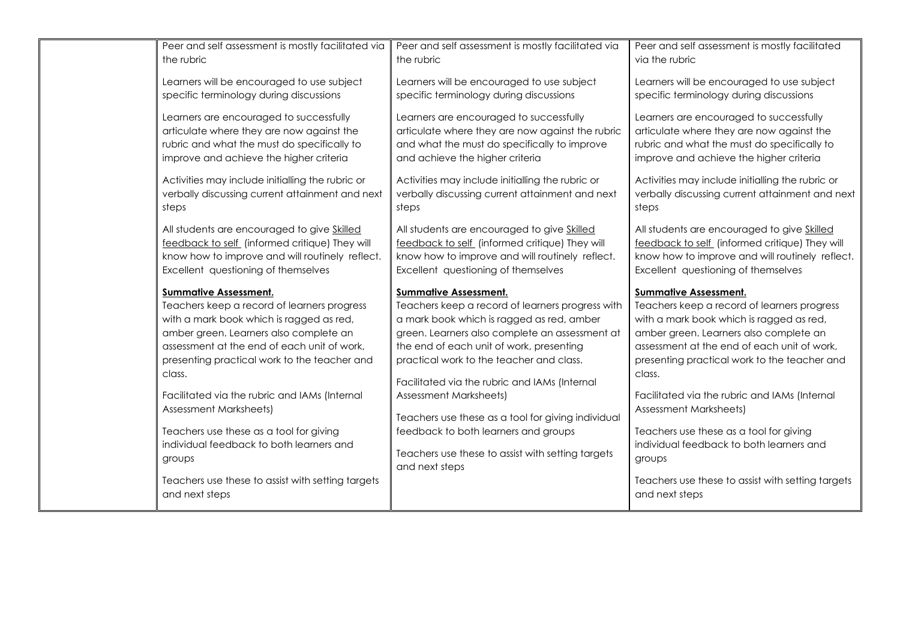| | | | |
|---|---|---|---|
| | Peer and self assessment is mostly facilitated via the rubric<br><br>Learners will be encouraged to use subject specific terminology during discussions<br><br>Learners are encouraged to successfully articulate where they are now against the rubric and what the must do specifically to improve and achieve the higher criteria<br><br>Activities may include initialling the rubric or verbally discussing current attainment and next steps<br><br>All students are encouraged to give <u>Skilled feedback to self</u> (informed critique) They will know how to improve and will routinely reflect. Excellent questioning of themselves<br><br>**<u>Summative Assessment.</u>**<br>Teachers keep a record of learners progress with a mark book which is ragged as red, amber green. Learners also complete an assessment at the end of each unit of work, presenting practical work to the teacher and class.<br><br>Facilitated via the rubric and IAMs (Internal Assessment Marksheets)<br><br>Teachers use these as a tool for giving individual feedback to both learners and groups<br><br>Teachers use these to assist with setting targets and next steps | Peer and self assessment is mostly facilitated via the rubric<br><br>Learners will be encouraged to use subject specific terminology during discussions<br><br>Learners are encouraged to successfully articulate where they are now against the rubric and what the must do specifically to improve and achieve the higher criteria<br><br>Activities may include initialling the rubric or verbally discussing current attainment and next steps<br><br>All students are encouraged to give <u>Skilled feedback to self</u> (informed critique) They will know how to improve and will routinely reflect. Excellent questioning of themselves<br><br>**<u>Summative Assessment.</u>**<br>Teachers keep a record of learners progress with a mark book which is ragged as red, amber green. Learners also complete an assessment at the end of each unit of work, presenting practical work to the teacher and class.<br><br>Facilitated via the rubric and IAMs (Internal Assessment Marksheets)<br><br>Teachers use these as a tool for giving individual feedback to both learners and groups<br><br>Teachers use these to assist with setting targets and next steps | Peer and self assessment is mostly facilitated via the rubric<br><br>Learners will be encouraged to use subject specific terminology during discussions<br><br>Learners are encouraged to successfully articulate where they are now against the rubric and what the must do specifically to improve and achieve the higher criteria<br><br>Activities may include initialling the rubric or verbally discussing current attainment and next steps<br><br>All students are encouraged to give <u>Skilled feedback to self</u> (informed critique) They will know how to improve and will routinely reflect. Excellent questioning of themselves<br><br>**<u>Summative Assessment.</u>**<br>Teachers keep a record of learners progress with a mark book which is ragged as red, amber green. Learners also complete an assessment at the end of each unit of work, presenting practical work to the teacher and class.<br><br>Facilitated via the rubric and IAMs (Internal Assessment Marksheets)<br><br>Teachers use these as a tool for giving individual feedback to both learners and groups<br><br>Teachers use these to assist with setting targets and next steps |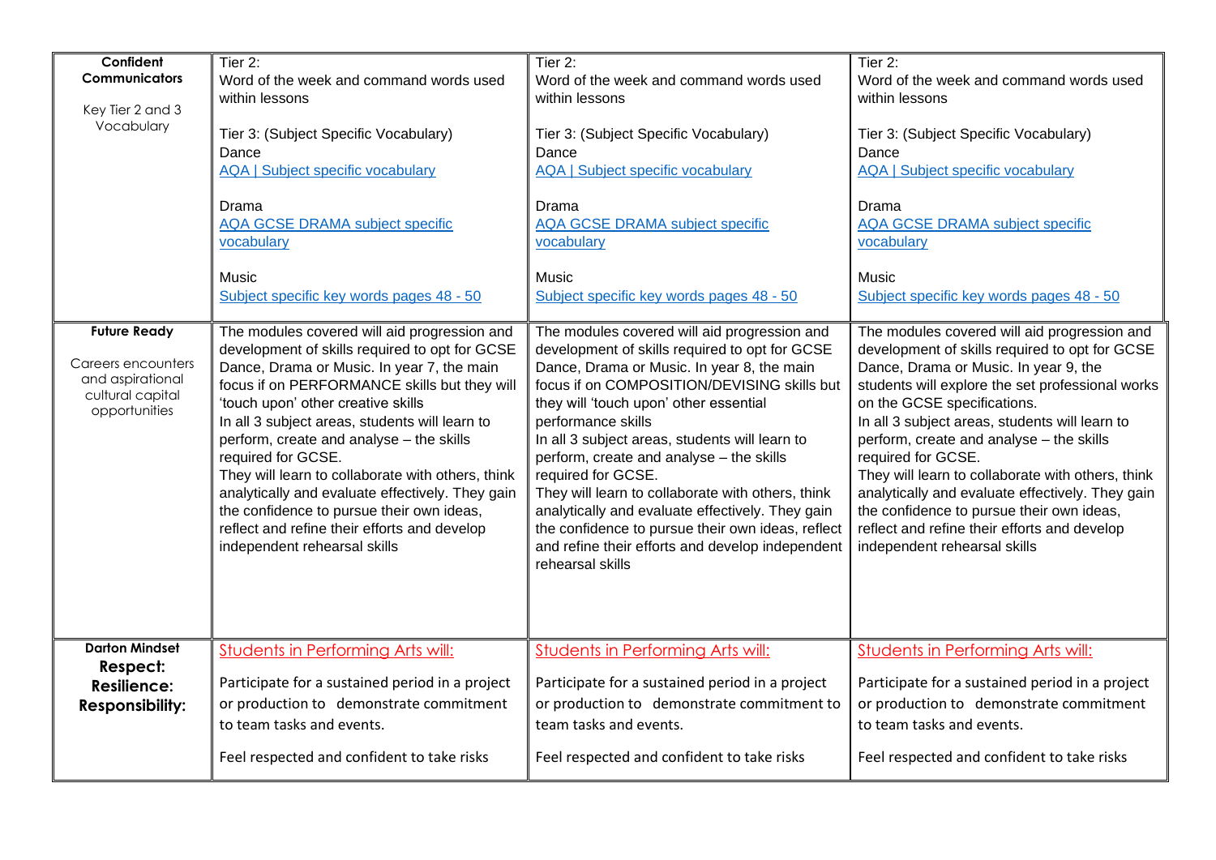| | | | |
|---|---|---|---|
| **Confident Communicators**<br><br>Key Tier 2 and 3 Vocabulary | Tier 2:<br>Word of the week and command words used within lessons<br><br>Tier 3: (Subject Specific Vocabulary)<br>Dance<br>AQA \| Subject specific vocabulary<br><br>Drama<br>AQA GCSE DRAMA subject specific vocabulary<br><br>Music<br>Subject specific key words pages 48 - 50 | Tier 2:<br>Word of the week and command words used within lessons<br><br>Tier 3: (Subject Specific Vocabulary)<br>Dance<br>AQA \| Subject specific vocabulary<br><br>Drama<br>AQA GCSE DRAMA subject specific vocabulary<br><br>Music<br>Subject specific key words pages 48 - 50 | Tier 2:<br>Word of the week and command words used within lessons<br><br>Tier 3: (Subject Specific Vocabulary)<br>Dance<br>AQA \| Subject specific vocabulary<br><br>Drama<br>AQA GCSE DRAMA subject specific vocabulary<br><br>Music<br>Subject specific key words pages 48 - 50 |
| **Future Ready**<br><br>Careers encounters and aspirational cultural capital opportunities | The modules covered will aid progression and development of skills required to opt for GCSE Dance, Drama or Music. In year 7, the main focus if on PERFORMANCE skills but they will 'touch upon' other creative skills<br>In all 3 subject areas, students will learn to perform, create and analyse – the skills required for GCSE.<br>They will learn to collaborate with others, think analytically and evaluate effectively. They gain the confidence to pursue their own ideas, reflect and refine their efforts and develop independent rehearsal skills | The modules covered will aid progression and development of skills required to opt for GCSE Dance, Drama or Music. In year 8, the main focus if on COMPOSITION/DEVISING skills but they will 'touch upon' other essential performance skills<br>In all 3 subject areas, students will learn to perform, create and analyse – the skills required for GCSE.<br>They will learn to collaborate with others, think analytically and evaluate effectively. They gain the confidence to pursue their own ideas, reflect and refine their efforts and develop independent rehearsal skills | The modules covered will aid progression and development of skills required to opt for GCSE Dance, Drama or Music. In year 9, the students will explore the set professional works on the GCSE specifications.<br>In all 3 subject areas, students will learn to perform, create and analyse – the skills required for GCSE.<br>They will learn to collaborate with others, think analytically and evaluate effectively. They gain the confidence to pursue their own ideas, reflect and refine their efforts and develop independent rehearsal skills |
| **Darton Mindset**<br>**Respect:**<br>**Resilience:**<br>**Responsibility:** | Students in Performing Arts will:<br><br>Participate for a sustained period in a project or production to demonstrate commitment to team tasks and events.<br><br>Feel respected and confident to take risks | Students in Performing Arts will:<br><br>Participate for a sustained period in a project or production to demonstrate commitment to team tasks and events.<br><br>Feel respected and confident to take risks | Students in Performing Arts will:<br><br>Participate for a sustained period in a project or production to demonstrate commitment to team tasks and events.<br><br>Feel respected and confident to take risks |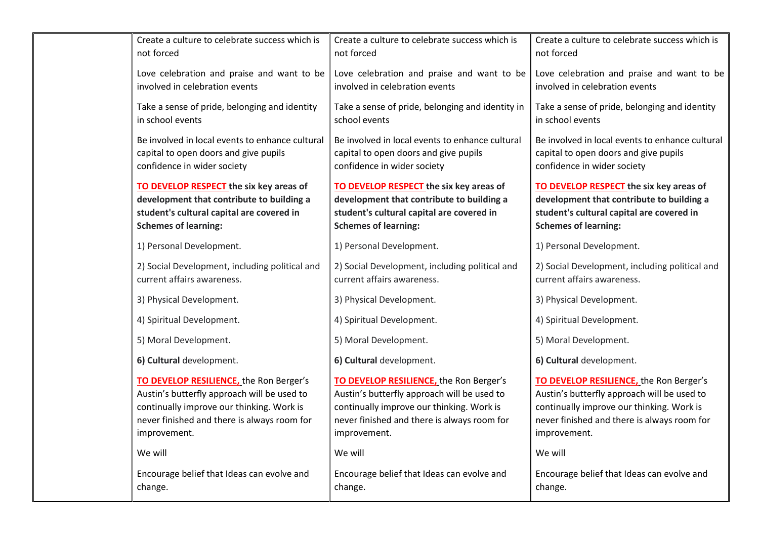| | | | |
|---|---|---|---|
| | Create a culture to celebrate success which is not forced<br><br>Love celebration and praise and want to be involved in celebration events<br><br>Take a sense of pride, belonging and identity in school events<br><br>Be involved in local events to enhance cultural capital to open doors and give pupils confidence in wider society<br><br>**TO DEVELOP RESPECT the six key areas of development that contribute to building a student's cultural capital are covered in Schemes of learning:**<br><br>1) Personal Development.<br><br>2) Social Development, including political and current affairs awareness.<br><br>3) Physical Development.<br><br>4) Spiritual Development.<br><br>5) Moral Development.<br><br>**6) Cultural** development.<br><br>**TO DEVELOP RESILIENCE,** the Ron Berger's Austin's butterfly approach will be used to continually improve our thinking. Work is never finished and there is always room for improvement.<br><br>We will<br><br>Encourage belief that Ideas can evolve and change. | Create a culture to celebrate success which is not forced<br><br>Love celebration and praise and want to be involved in celebration events<br><br>Take a sense of pride, belonging and identity in school events<br><br>Be involved in local events to enhance cultural capital to open doors and give pupils confidence in wider society<br><br>**TO DEVELOP RESPECT the six key areas of development that contribute to building a student's cultural capital are covered in Schemes of learning:**<br><br>1) Personal Development.<br><br>2) Social Development, including political and current affairs awareness.<br><br>3) Physical Development.<br><br>4) Spiritual Development.<br><br>5) Moral Development.<br><br>**6) Cultural** development.<br><br>**TO DEVELOP RESILIENCE,** the Ron Berger's Austin's butterfly approach will be used to continually improve our thinking. Work is never finished and there is always room for improvement.<br><br>We will<br><br>Encourage belief that Ideas can evolve and change. | Create a culture to celebrate success which is not forced<br><br>Love celebration and praise and want to be involved in celebration events<br><br>Take a sense of pride, belonging and identity in school events<br><br>Be involved in local events to enhance cultural capital to open doors and give pupils confidence in wider society<br><br>**TO DEVELOP RESPECT the six key areas of development that contribute to building a student's cultural capital are covered in Schemes of learning:**<br><br>1) Personal Development.<br><br>2) Social Development, including political and current affairs awareness.<br><br>3) Physical Development.<br><br>4) Spiritual Development.<br><br>5) Moral Development.<br><br>**6) Cultural** development.<br><br>**TO DEVELOP RESILIENCE,** the Ron Berger's Austin's butterfly approach will be used to continually improve our thinking. Work is never finished and there is always room for improvement.<br><br>We will<br><br>Encourage belief that Ideas can evolve and change. |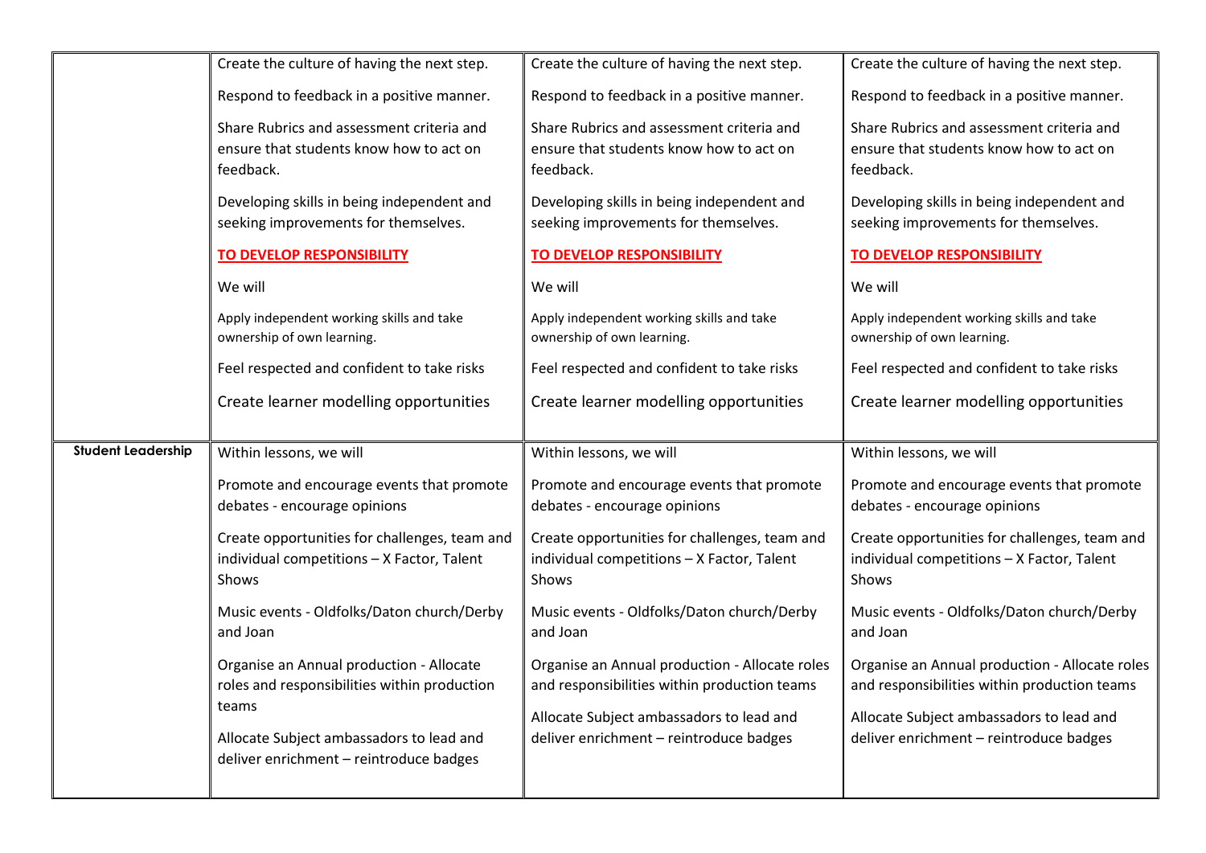| | | | |
|---|---|---|---|
| | Create the culture of having the next step.<br><br>Respond to feedback in a positive manner.<br><br>Share Rubrics and assessment criteria and ensure that students know how to act on feedback.<br><br>Developing skills in being independent and seeking improvements for themselves.<br><br>**TO DEVELOP RESPONSIBILITY**<br><br>We will<br><br>Apply independent working skills and take ownership of own learning.<br><br>Feel respected and confident to take risks<br><br>Create learner modelling opportunities | Create the culture of having the next step.<br><br>Respond to feedback in a positive manner.<br><br>Share Rubrics and assessment criteria and ensure that students know how to act on feedback.<br><br>Developing skills in being independent and seeking improvements for themselves.<br><br>**TO DEVELOP RESPONSIBILITY**<br><br>We will<br><br>Apply independent working skills and take ownership of own learning.<br><br>Feel respected and confident to take risks<br><br>Create learner modelling opportunities | Create the culture of having the next step.<br><br>Respond to feedback in a positive manner.<br><br>Share Rubrics and assessment criteria and ensure that students know how to act on feedback.<br><br>Developing skills in being independent and seeking improvements for themselves.<br><br>**TO DEVELOP RESPONSIBILITY**<br><br>We will<br><br>Apply independent working skills and take ownership of own learning.<br><br>Feel respected and confident to take risks<br><br>Create learner modelling opportunities |
| **Student Leadership** | Within lessons, we will<br><br>Promote and encourage events that promote debates - encourage opinions<br><br>Create opportunities for challenges, team and individual competitions – X Factor, Talent Shows<br><br>Music events - Oldfolks/Daton church/Derby and Joan<br><br>Organise an Annual production - Allocate roles and responsibilities within production teams<br><br>Allocate Subject ambassadors to lead and deliver enrichment – reintroduce badges | Within lessons, we will<br><br>Promote and encourage events that promote debates - encourage opinions<br><br>Create opportunities for challenges, team and individual competitions – X Factor, Talent Shows<br><br>Music events - Oldfolks/Daton church/Derby and Joan<br><br>Organise an Annual production - Allocate roles and responsibilities within production teams<br><br>Allocate Subject ambassadors to lead and deliver enrichment – reintroduce badges | Within lessons, we will<br><br>Promote and encourage events that promote debates - encourage opinions<br><br>Create opportunities for challenges, team and individual competitions – X Factor, Talent Shows<br><br>Music events - Oldfolks/Daton church/Derby and Joan<br><br>Organise an Annual production - Allocate roles and responsibilities within production teams<br><br>Allocate Subject ambassadors to lead and deliver enrichment – reintroduce badges |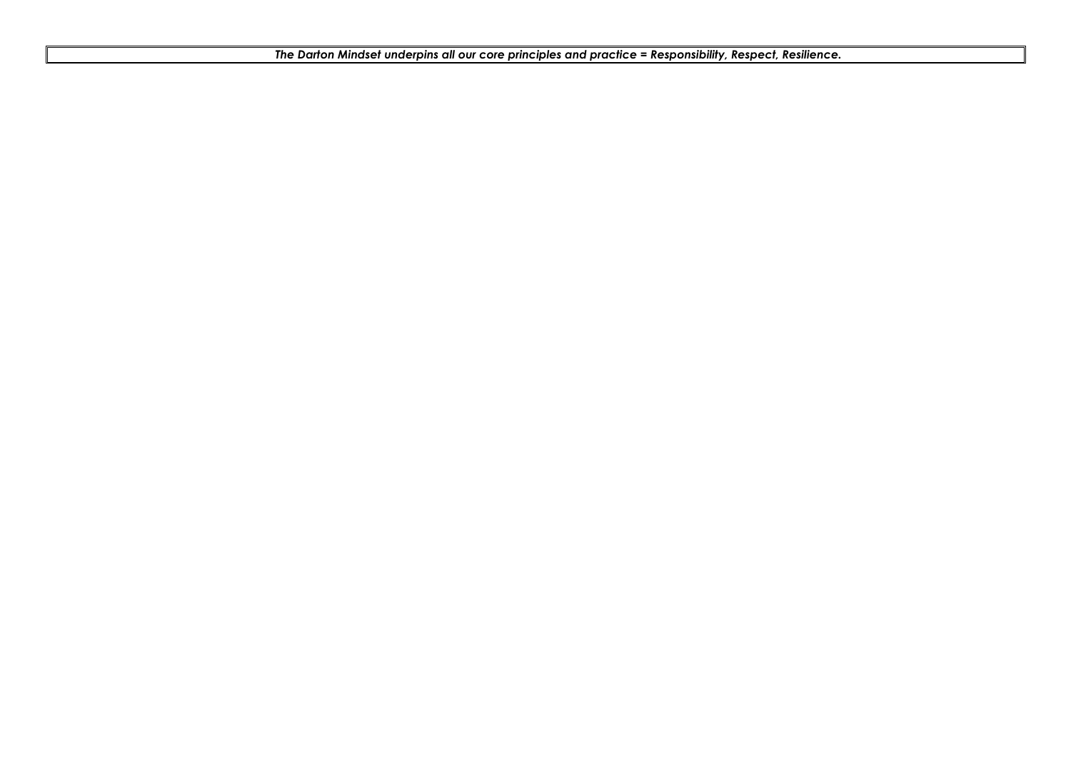***The Darton Mindset underpins all our core principles and practice = Responsibility, Respect, Resilience.***